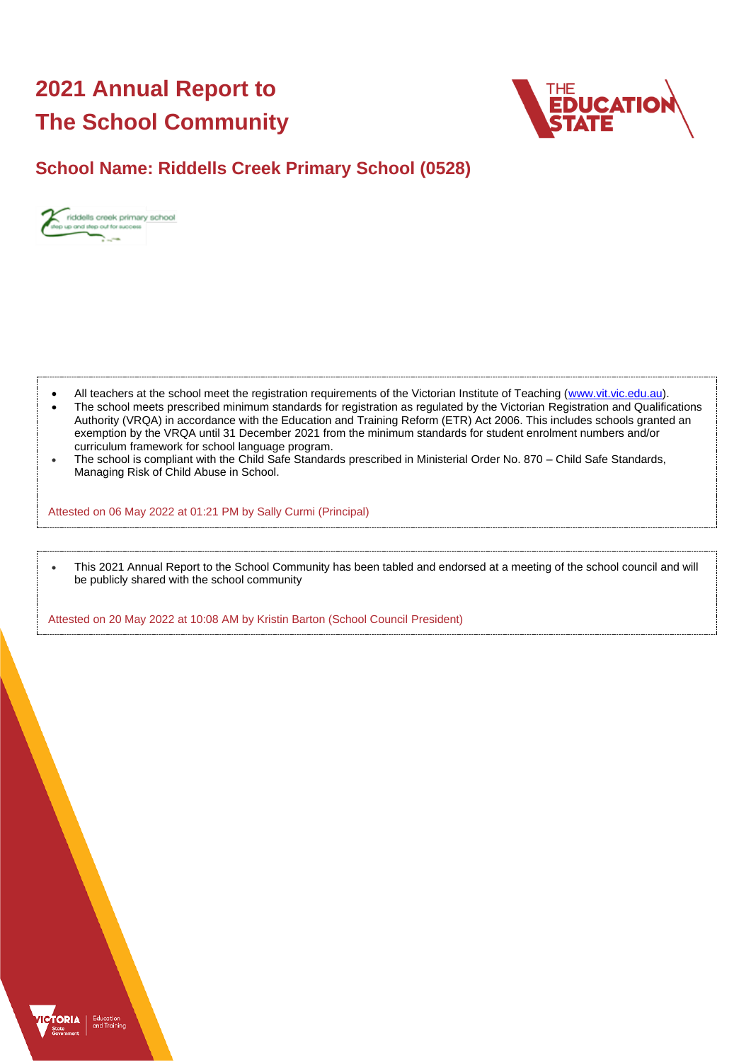# 2021 Annual Report to The School Community

## School Name: Riddells Creek Primary School (0528)

- All teachers at the school meet the registration requirements of the Victorian Institute of Teaching (www.vit.vic.edu.au).
- The school meets prescribed minimum standards for registration as regulated by the Victorian Registration and Qualifications Authority (VRQA) in accordance with the Education and Training Reform (ETR) Act 2006. This includes schools granted an exemption by the VRQA until 31 December 2021 from the minimum standards for student enrolment numbers and/or curriculum framework for school language program.
- The school is compliant with the Child Safe Standards prescribed in Ministerial Order No. 870 – Child Safe Standards, Managing Risk of Child Abuse in School.

Attested on 06 May 2022 at 01:21 PM by Sally Curmi (Principal)

- This 2021 Annual Report to the School Community has been tabled and endorsed at a meeting of the school council and will be publicly shared with the school community

Attested on 20 May 2022 at 10:08 AM by Kristin Barton (School Council President)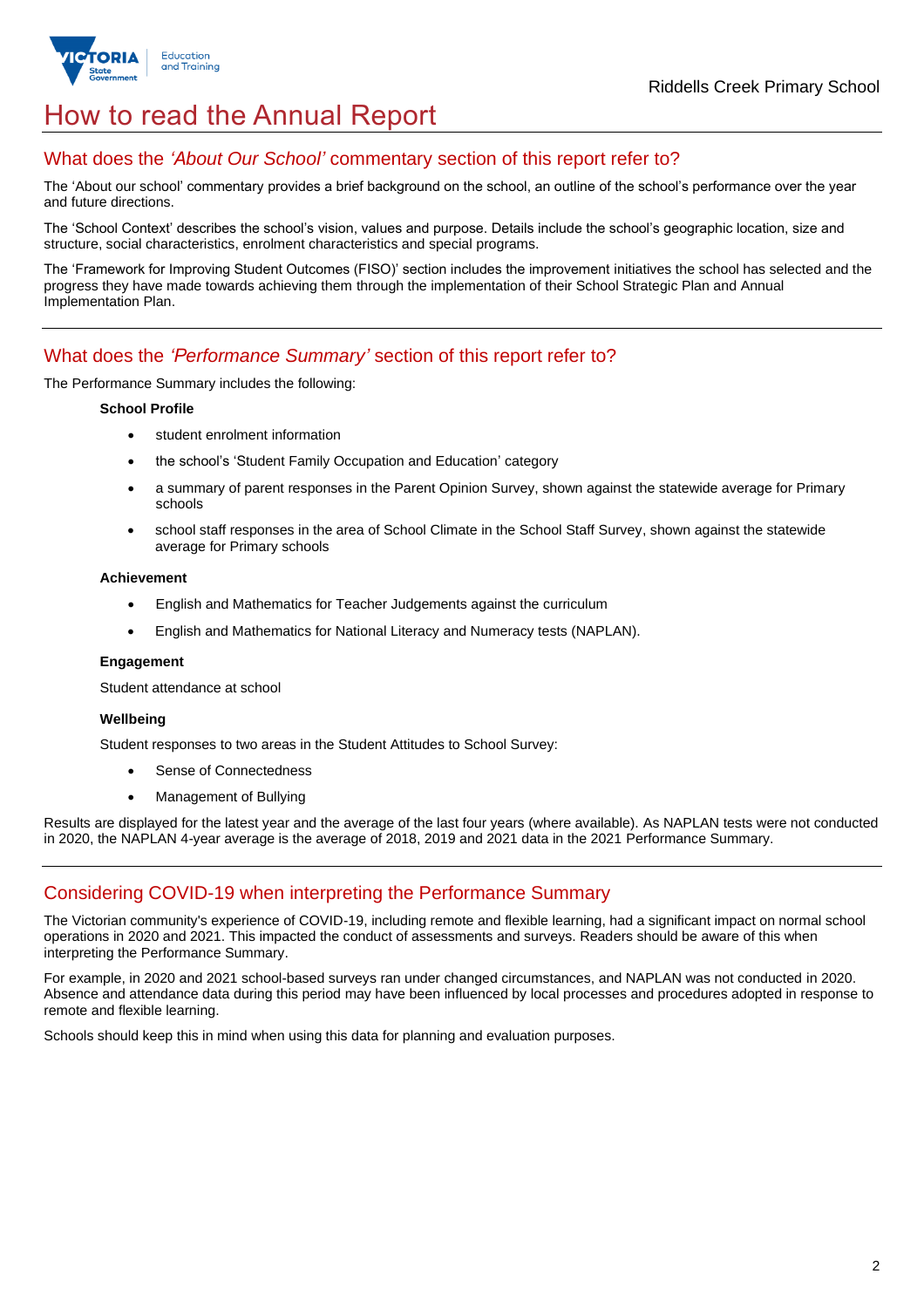# How to read the Annual Report

## What does the *'About Our School'* commentary section of this report refer to?

The 'About our school' commentary provides a brief background on the school, an outline of the school's performance over the year and future directions.

The 'School Context' describes the school's vision, values and purpose. Details include the school's geographic location, size and structure, social characteristics, enrolment characteristics and special programs.

The 'Framework for Improving Student Outcomes (FISO)' section includes the improvement initiatives the school has selected and the progress they have made towards achieving them through the implementation of their School Strategic Plan and Annual Implementation Plan.

## What does the *'Performance Summary'* section of this report refer to?

The Performance Summary includes the following:

**School Profile**

- student enrolment information
- the school's 'Student Family Occupation and Education' category
- a summary of parent responses in the Parent Opinion Survey, shown against the statewide average for Primary schools
- school staff responses in the area of School Climate in the School Staff Survey, shown against the statewide average for Primary schools

**Achievement**

- English and Mathematics for Teacher Judgements against the curriculum
- English and Mathematics for National Literacy and Numeracy tests (NAPLAN).

**Engagement**

Student attendance at school

**Wellbeing**

Student responses to two areas in the Student Attitudes to School Survey:

- Sense of Connectedness
- Management of Bullying

Results are displayed for the latest year and the average of the last four years (where available). As NAPLAN tests were not conducted in 2020, the NAPLAN 4-year average is the average of 2018, 2019 and 2021 data in the 2021 Performance Summary.

## Considering COVID-19 when interpreting the Performance Summary

The Victorian community's experience of COVID-19, including remote and flexible learning, had a significant impact on normal school operations in 2020 and 2021. This impacted the conduct of assessments and surveys. Readers should be aware of this when interpreting the Performance Summary.

For example, in 2020 and 2021 school-based surveys ran under changed circumstances, and NAPLAN was not conducted in 2020. Absence and attendance data during this period may have been influenced by local processes and procedures adopted in response to remote and flexible learning.

Schools should keep this in mind when using this data for planning and evaluation purposes.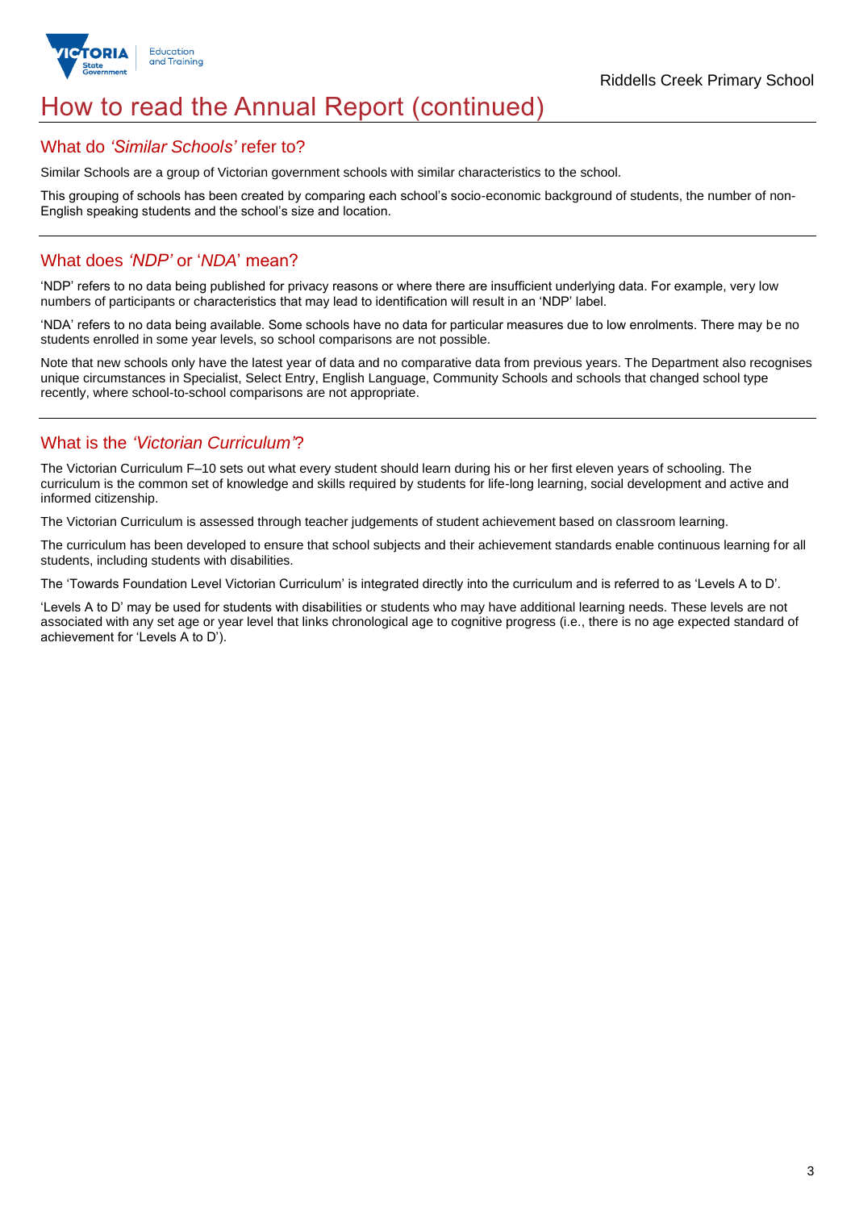# How to read the Annual Report (continued)

## What do *'Similar Schools'* refer to?

Similar Schools are a group of Victorian government schools with similar characteristics to the school.

This grouping of schools has been created by comparing each school's socio-economic background of students, the number of non-English speaking students and the school's size and location.

## What does *'NDP'* or '*NDA*' mean?

'NDP' refers to no data being published for privacy reasons or where there are insufficient underlying data. For example, very low numbers of participants or characteristics that may lead to identification will result in an 'NDP' label.

'NDA' refers to no data being available. Some schools have no data for particular measures due to low enrolments. There may be no students enrolled in some year levels, so school comparisons are not possible.

Note that new schools only have the latest year of data and no comparative data from previous years. The Department also recognises unique circumstances in Specialist, Select Entry, English Language, Community Schools and schools that changed school type recently, where school-to-school comparisons are not appropriate.

## What is the *'Victorian Curriculum'*?

The Victorian Curriculum F–10 sets out what every student should learn during his or her first eleven years of schooling. The curriculum is the common set of knowledge and skills required by students for life-long learning, social development and active and informed citizenship.

The Victorian Curriculum is assessed through teacher judgements of student achievement based on classroom learning.

The curriculum has been developed to ensure that school subjects and their achievement standards enable continuous learning for all students, including students with disabilities.

The 'Towards Foundation Level Victorian Curriculum' is integrated directly into the curriculum and is referred to as 'Levels A to D'.

'Levels A to D' may be used for students with disabilities or students who may have additional learning needs. These levels are not associated with any set age or year level that links chronological age to cognitive progress (i.e., there is no age expected standard of achievement for 'Levels A to D').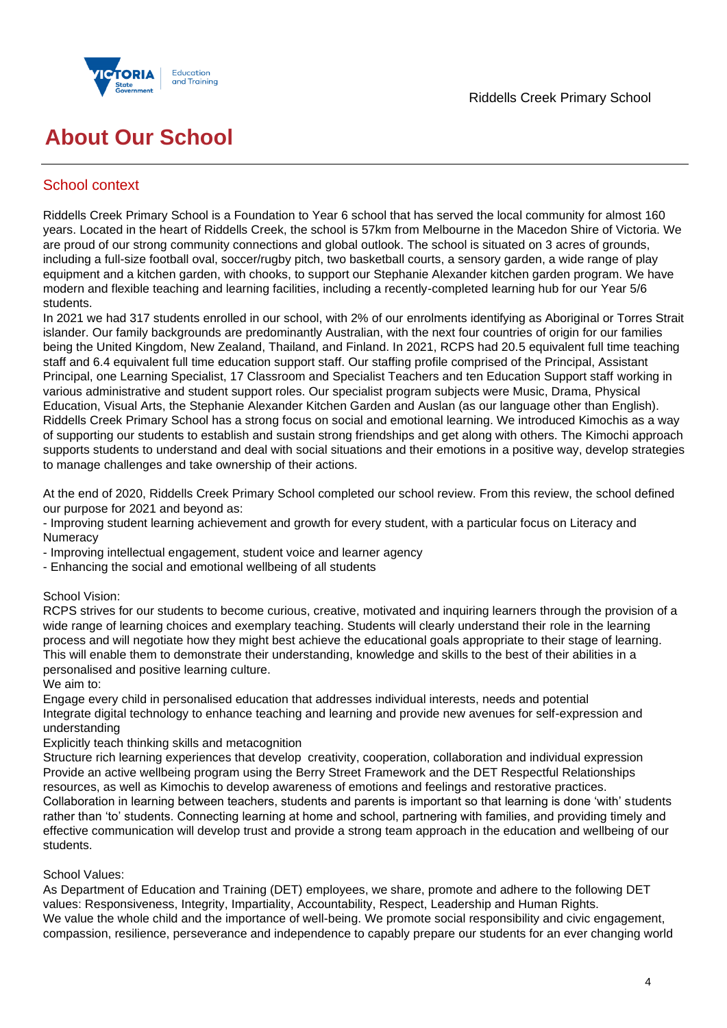# About Our School

## School context

Riddells Creek Primary School is a Foundation to Year 6 school that has served the local community for almost 160 years. Located in the heart of Riddells Creek, the school is 57km from Melbourne in the Macedon Shire of Victoria. We are proud of our strong community connections and global outlook. The school is situated on 3 acres of grounds, including a full-size football oval, soccer/rugby pitch, two basketball courts, a sensory garden, a wide range of play equipment and a kitchen garden, with chooks, to support our Stephanie Alexander kitchen garden program. We have modern and flexible teaching and learning facilities, including a recently-completed learning hub for our Year 5/6 students.

In 2021 we had 317 students enrolled in our school, with 2% of our enrolments identifying as Aboriginal or Torres Strait islander. Our family backgrounds are predominantly Australian, with the next four countries of origin for our families being the United Kingdom, New Zealand, Thailand, and Finland. In 2021, RCPS had 20.5 equivalent full time teaching staff and 6.4 equivalent full time education support staff. Our staffing profile comprised of the Principal, Assistant Principal, one Learning Specialist, 17 Classroom and Specialist Teachers and ten Education Support staff working in various administrative and student support roles. Our specialist program subjects were Music, Drama, Physical Education, Visual Arts, the Stephanie Alexander Kitchen Garden and Auslan (as our language other than English).

Riddells Creek Primary School has a strong focus on social and emotional learning. We introduced Kimochis as a way of supporting our students to establish and sustain strong friendships and get along with others. The Kimochi approach supports students to understand and deal with social situations and their emotions in a positive way, develop strategies to manage challenges and take ownership of their actions.

At the end of 2020, Riddells Creek Primary School completed our school review. From this review, the school defined our purpose for 2021 and beyond as:

- Improving student learning achievement and growth for every student, with a particular focus on Literacy and Numeracy
- Improving intellectual engagement, student voice and learner agency
- Enhancing the social and emotional wellbeing of all students

School Vision:

RCPS strives for our students to become curious, creative, motivated and inquiring learners through the provision of a wide range of learning choices and exemplary teaching. Students will clearly understand their role in the learning process and will negotiate how they might best achieve the educational goals appropriate to their stage of learning. This will enable them to demonstrate their understanding, knowledge and skills to the best of their abilities in a personalised and positive learning culture.

We aim to:

Engage every child in personalised education that addresses individual interests, needs and potential

Integrate digital technology to enhance teaching and learning and provide new avenues for self-expression and understanding

Explicitly teach thinking skills and metacognition

Structure rich learning experiences that develop creativity, cooperation, collaboration and individual expression

Provide an active wellbeing program using the Berry Street Framework and the DET Respectful Relationships resources, as well as Kimochis to develop awareness of emotions and feelings and restorative practices.

Collaboration in learning between teachers, students and parents is important so that learning is done 'with' students rather than 'to' students. Connecting learning at home and school, partnering with families, and providing timely and effective communication will develop trust and provide a strong team approach in the education and wellbeing of our students.

School Values:

As Department of Education and Training (DET) employees, we share, promote and adhere to the following DET values: Responsiveness, Integrity, Impartiality, Accountability, Respect, Leadership and Human Rights.

We value the whole child and the importance of well-being. We promote social responsibility and civic engagement, compassion, resilience, perseverance and independence to capably prepare our students for an ever changing world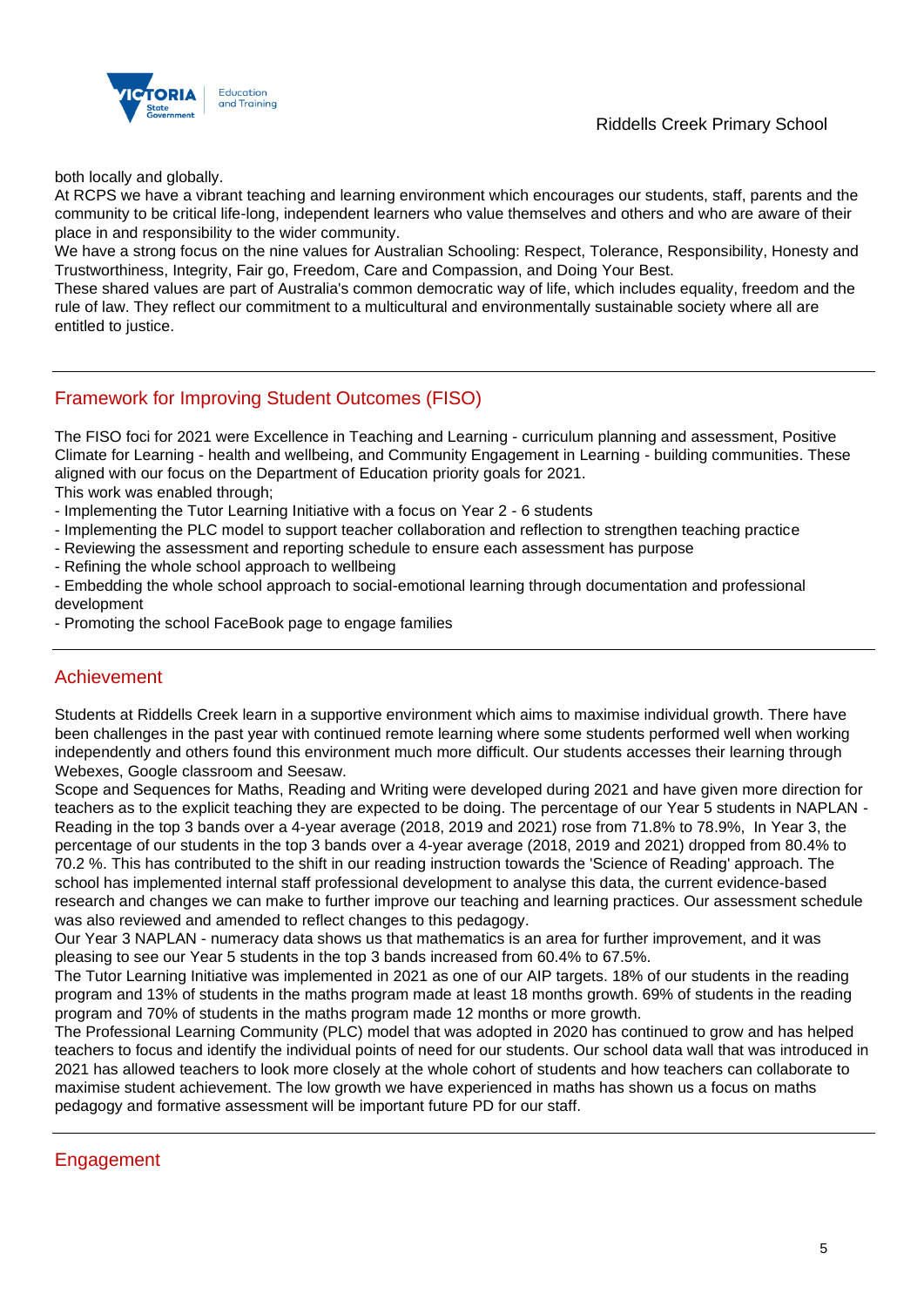both locally and globally.

At RCPS we have a vibrant teaching and learning environment which encourages our students, staff, parents and the community to be critical life-long, independent learners who value themselves and others and who are aware of their place in and responsibility to the wider community.

We have a strong focus on the nine values for Australian Schooling: Respect, Tolerance, Responsibility, Honesty and Trustworthiness, Integrity, Fair go, Freedom, Care and Compassion, and Doing Your Best.

These shared values are part of Australia's common democratic way of life, which includes equality, freedom and the rule of law. They reflect our commitment to a multicultural and environmentally sustainable society where all are entitled to justice.

## Framework for Improving Student Outcomes (FISO)

The FISO foci for 2021 were Excellence in Teaching and Learning - curriculum planning and assessment, Positive Climate for Learning - health and wellbeing, and Community Engagement in Learning - building communities. These aligned with our focus on the Department of Education priority goals for 2021.

This work was enabled through;

- Implementing the Tutor Learning Initiative with a focus on Year 2 - 6 students
- Implementing the PLC model to support teacher collaboration and reflection to strengthen teaching practice
- Reviewing the assessment and reporting schedule to ensure each assessment has purpose
- Refining the whole school approach to wellbeing
- Embedding the whole school approach to social-emotional learning through documentation and professional development
- Promoting the school FaceBook page to engage families

## Achievement

Students at Riddells Creek learn in a supportive environment which aims to maximise individual growth. There have been challenges in the past year with continued remote learning where some students performed well when working independently and others found this environment much more difficult. Our students accesses their learning through Webexes, Google classroom and Seesaw.

Scope and Sequences for Maths, Reading and Writing were developed during 2021 and have given more direction for teachers as to the explicit teaching they are expected to be doing. The percentage of our Year 5 students in NAPLAN - Reading in the top 3 bands over a 4-year average (2018, 2019 and 2021) rose from 71.8% to 78.9%, In Year 3, the percentage of our students in the top 3 bands over a 4-year average (2018, 2019 and 2021) dropped from 80.4% to 70.2 %. This has contributed to the shift in our reading instruction towards the 'Science of Reading' approach. The school has implemented internal staff professional development to analyse this data, the current evidence-based research and changes we can make to further improve our teaching and learning practices. Our assessment schedule was also reviewed and amended to reflect changes to this pedagogy.

Our Year 3 NAPLAN - numeracy data shows us that mathematics is an area for further improvement, and it was pleasing to see our Year 5 students in the top 3 bands increased from 60.4% to 67.5%.

The Tutor Learning Initiative was implemented in 2021 as one of our AIP targets. 18% of our students in the reading program and 13% of students in the maths program made at least 18 months growth. 69% of students in the reading program and 70% of students in the maths program made 12 months or more growth.

The Professional Learning Community (PLC) model that was adopted in 2020 has continued to grow and has helped teachers to focus and identify the individual points of need for our students. Our school data wall that was introduced in 2021 has allowed teachers to look more closely at the whole cohort of students and how teachers can collaborate to maximise student achievement. The low growth we have experienced in maths has shown us a focus on maths pedagogy and formative assessment will be important future PD for our staff.

## Engagement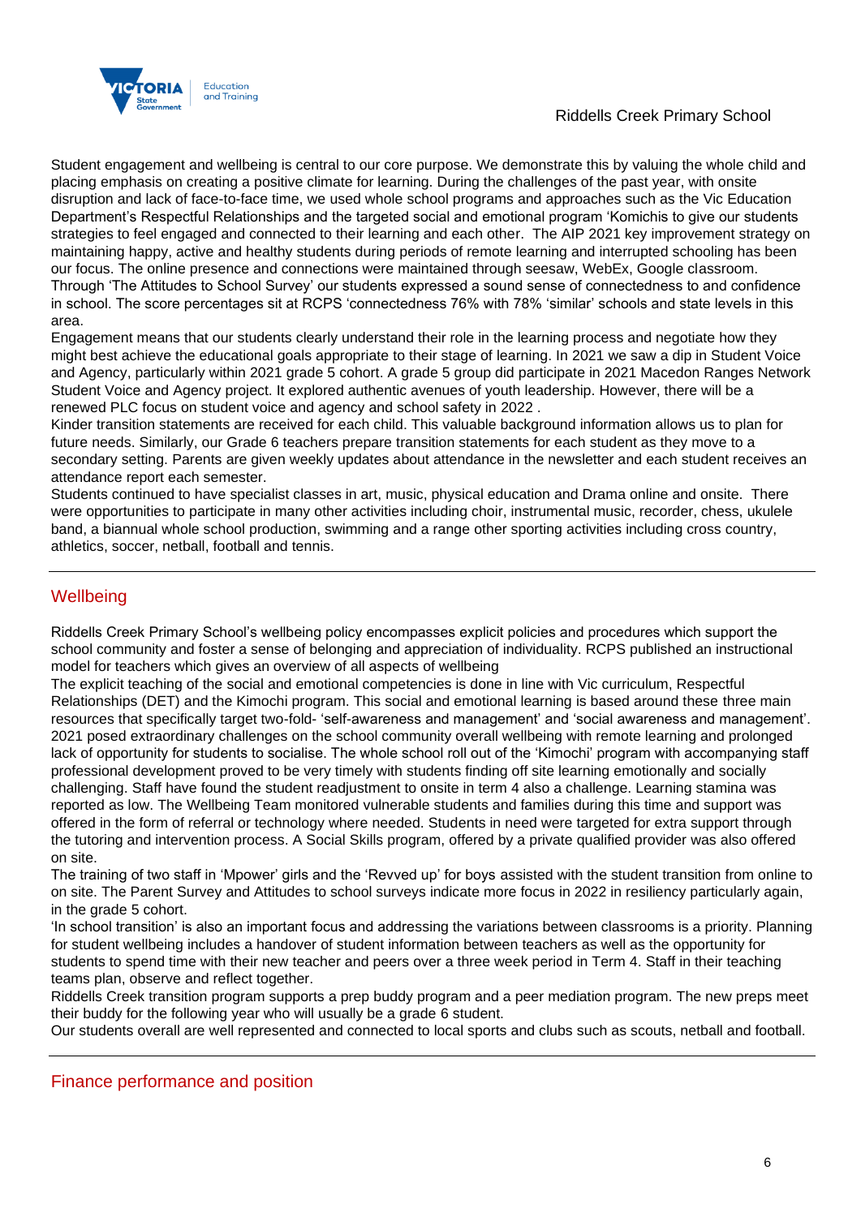Student engagement and wellbeing is central to our core purpose. We demonstrate this by valuing the whole child and placing emphasis on creating a positive climate for learning. During the challenges of the past year, with onsite disruption and lack of face-to-face time, we used whole school programs and approaches such as the Vic Education Department's Respectful Relationships and the targeted social and emotional program 'Komichis to give our students strategies to feel engaged and connected to their learning and each other. The AIP 2021 key improvement strategy on maintaining happy, active and healthy students during periods of remote learning and interrupted schooling has been our focus. The online presence and connections were maintained through seesaw, WebEx, Google classroom. Through 'The Attitudes to School Survey' our students expressed a sound sense of connectedness to and confidence in school. The score percentages sit at RCPS 'connectedness 76% with 78% 'similar' schools and state levels in this area.

Engagement means that our students clearly understand their role in the learning process and negotiate how they might best achieve the educational goals appropriate to their stage of learning. In 2021 we saw a dip in Student Voice and Agency, particularly within 2021 grade 5 cohort. A grade 5 group did participate in 2021 Macedon Ranges Network Student Voice and Agency project. It explored authentic avenues of youth leadership. However, there will be a renewed PLC focus on student voice and agency and school safety in 2022 .

Kinder transition statements are received for each child. This valuable background information allows us to plan for future needs. Similarly, our Grade 6 teachers prepare transition statements for each student as they move to a secondary setting. Parents are given weekly updates about attendance in the newsletter and each student receives an attendance report each semester.

Students continued to have specialist classes in art, music, physical education and Drama online and onsite. There were opportunities to participate in many other activities including choir, instrumental music, recorder, chess, ukulele band, a biannual whole school production, swimming and a range other sporting activities including cross country, athletics, soccer, netball, football and tennis.

## Wellbeing

Riddells Creek Primary School's wellbeing policy encompasses explicit policies and procedures which support the school community and foster a sense of belonging and appreciation of individuality. RCPS published an instructional model for teachers which gives an overview of all aspects of wellbeing

The explicit teaching of the social and emotional competencies is done in line with Vic curriculum, Respectful Relationships (DET) and the Kimochi program. This social and emotional learning is based around these three main resources that specifically target two-fold- 'self-awareness and management' and 'social awareness and management'. 2021 posed extraordinary challenges on the school community overall wellbeing with remote learning and prolonged lack of opportunity for students to socialise. The whole school roll out of the 'Kimochi' program with accompanying staff professional development proved to be very timely with students finding off site learning emotionally and socially challenging. Staff have found the student readjustment to onsite in term 4 also a challenge. Learning stamina was reported as low. The Wellbeing Team monitored vulnerable students and families during this time and support was offered in the form of referral or technology where needed. Students in need were targeted for extra support through the tutoring and intervention process. A Social Skills program, offered by a private qualified provider was also offered on site.

The training of two staff in 'Mpower' girls and the 'Revved up' for boys assisted with the student transition from online to on site. The Parent Survey and Attitudes to school surveys indicate more focus in 2022 in resiliency particularly again, in the grade 5 cohort.

'In school transition' is also an important focus and addressing the variations between classrooms is a priority. Planning for student wellbeing includes a handover of student information between teachers as well as the opportunity for students to spend time with their new teacher and peers over a three week period in Term 4. Staff in their teaching teams plan, observe and reflect together.

Riddells Creek transition program supports a prep buddy program and a peer mediation program. The new preps meet their buddy for the following year who will usually be a grade 6 student.

Our students overall are well represented and connected to local sports and clubs such as scouts, netball and football.

## Finance performance and position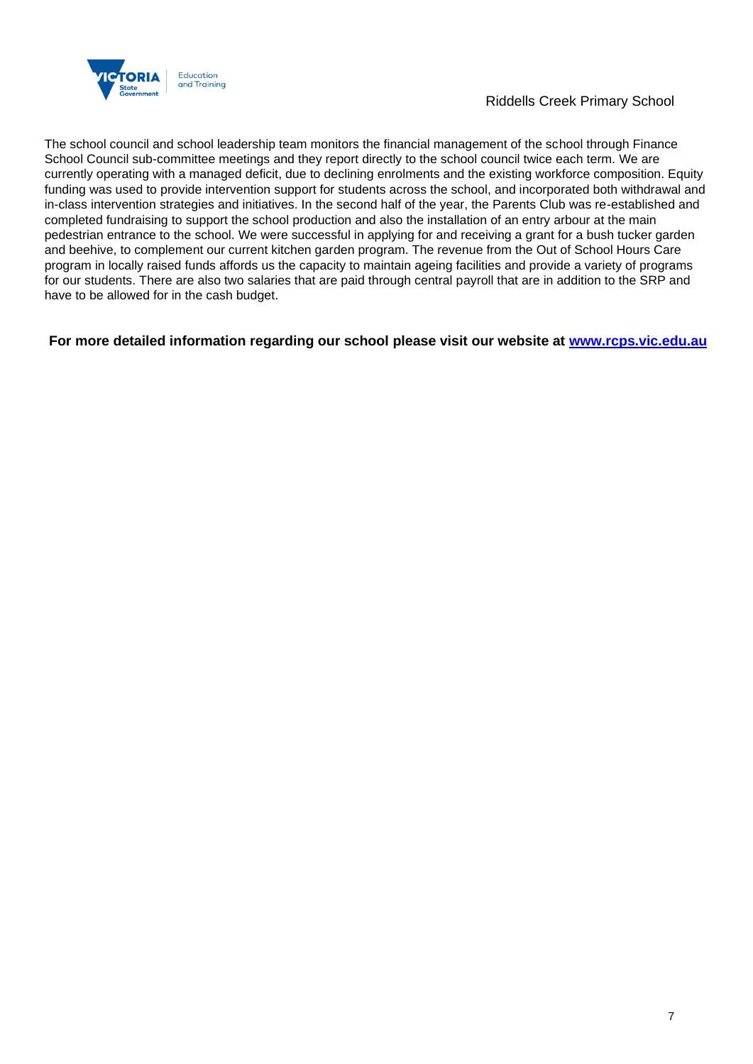The school council and school leadership team monitors the financial management of the school through Finance School Council sub-committee meetings and they report directly to the school council twice each term. We are currently operating with a managed deficit, due to declining enrolments and the existing workforce composition. Equity funding was used to provide intervention support for students across the school, and incorporated both withdrawal and in-class intervention strategies and initiatives. In the second half of the year, the Parents Club was re-established and completed fundraising to support the school production and also the installation of an entry arbour at the main pedestrian entrance to the school. We were successful in applying for and receiving a grant for a bush tucker garden and beehive, to complement our current kitchen garden program. The revenue from the Out of School Hours Care program in locally raised funds affords us the capacity to maintain ageing facilities and provide a variety of programs for our students. There are also two salaries that are paid through central payroll that are in addition to the SRP and have to be allowed for in the cash budget.

**For more detailed information regarding our school please visit our website at [www.rcps.vic.edu.au](http://www.rcps.vic.edu.au)**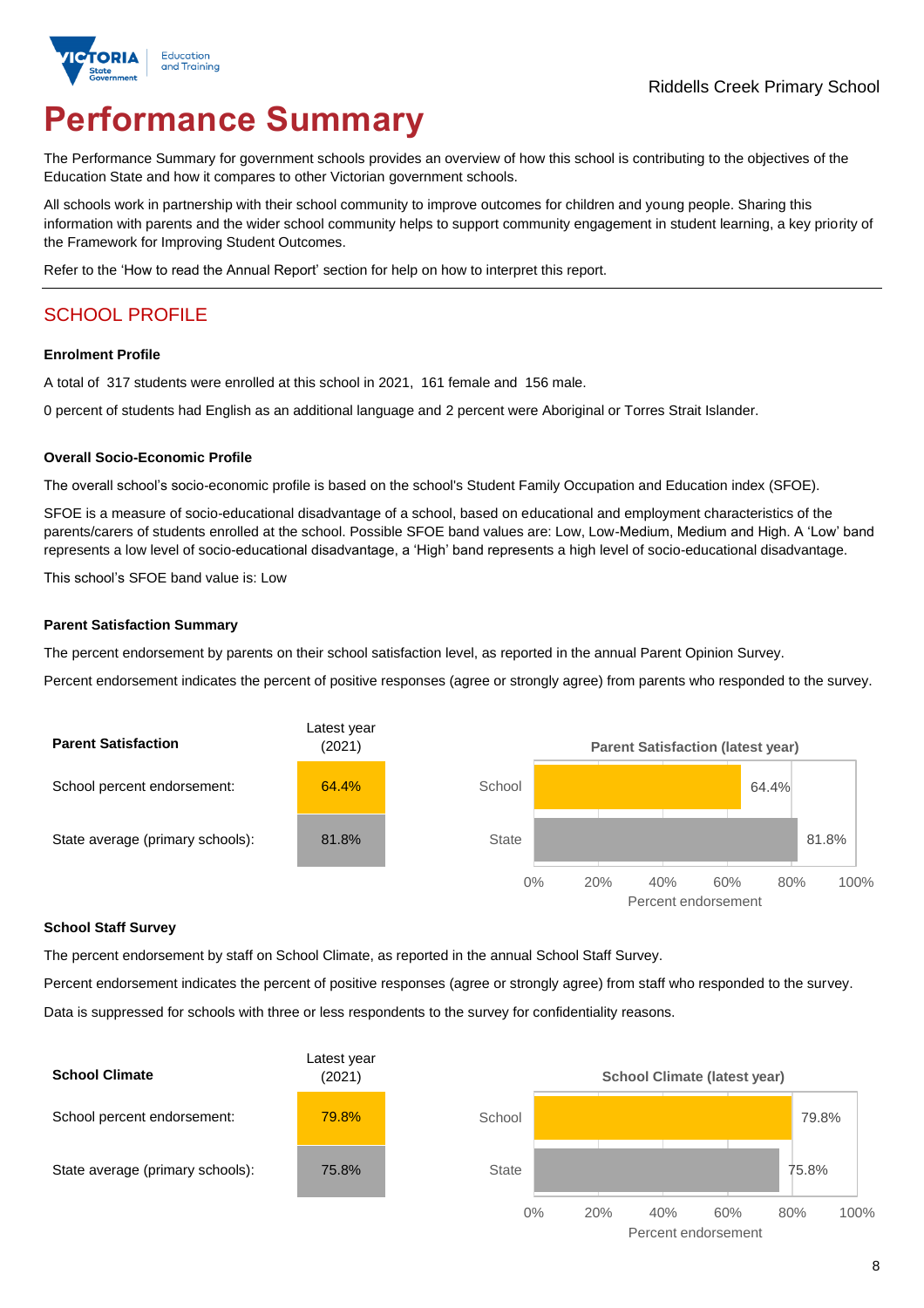Riddells Creek Primary School

# Performance Summary

The Performance Summary for government schools provides an overview of how this school is contributing to the objectives of the Education State and how it compares to other Victorian government schools.

All schools work in partnership with their school community to improve outcomes for children and young people. Sharing this information with parents and the wider school community helps to support community engagement in student learning, a key priority of the Framework for Improving Student Outcomes.

Refer to the 'How to read the Annual Report' section for help on how to interpret this report.

## SCHOOL PROFILE

**Enrolment Profile**

A total of 317 students were enrolled at this school in 2021, 161 female and 156 male.

0 percent of students had English as an additional language and 2 percent were Aboriginal or Torres Strait Islander.

**Overall Socio-Economic Profile**

The overall school's socio-economic profile is based on the school's Student Family Occupation and Education index (SFOE).

SFOE is a measure of socio-educational disadvantage of a school, based on educational and employment characteristics of the parents/carers of students enrolled at the school. Possible SFOE band values are: Low, Low-Medium, Medium and High. A 'Low' band represents a low level of socio-educational disadvantage, a 'High' band represents a high level of socio-educational disadvantage.

This school's SFOE band value is: Low

**Parent Satisfaction Summary**

The percent endorsement by parents on their school satisfaction level, as reported in the annual Parent Opinion Survey.

Percent endorsement indicates the percent of positive responses (agree or strongly agree) from parents who responded to the survey.

| Parent Satisfaction | Latest year (2021) |
|---|---|
| School percent endorsement: | 64.4% |
| State average (primary schools): | 81.8% |

Parent Satisfaction (latest year)

School 64.4%

State 81.8%

0% 20% 40% 60% 80% 100%

Percent endorsement

**School Staff Survey**

The percent endorsement by staff on School Climate, as reported in the annual School Staff Survey.

Percent endorsement indicates the percent of positive responses (agree or strongly agree) from staff who responded to the survey.

Data is suppressed for schools with three or less respondents to the survey for confidentiality reasons.

| School Climate | Latest year (2021) |
|---|---|
| School percent endorsement: | 79.8% |
| State average (primary schools): | 75.8% |

School Climate (latest year)

School 79.8%

State 75.8%

0% 20% 40% 60% 80% 100%

Percent endorsement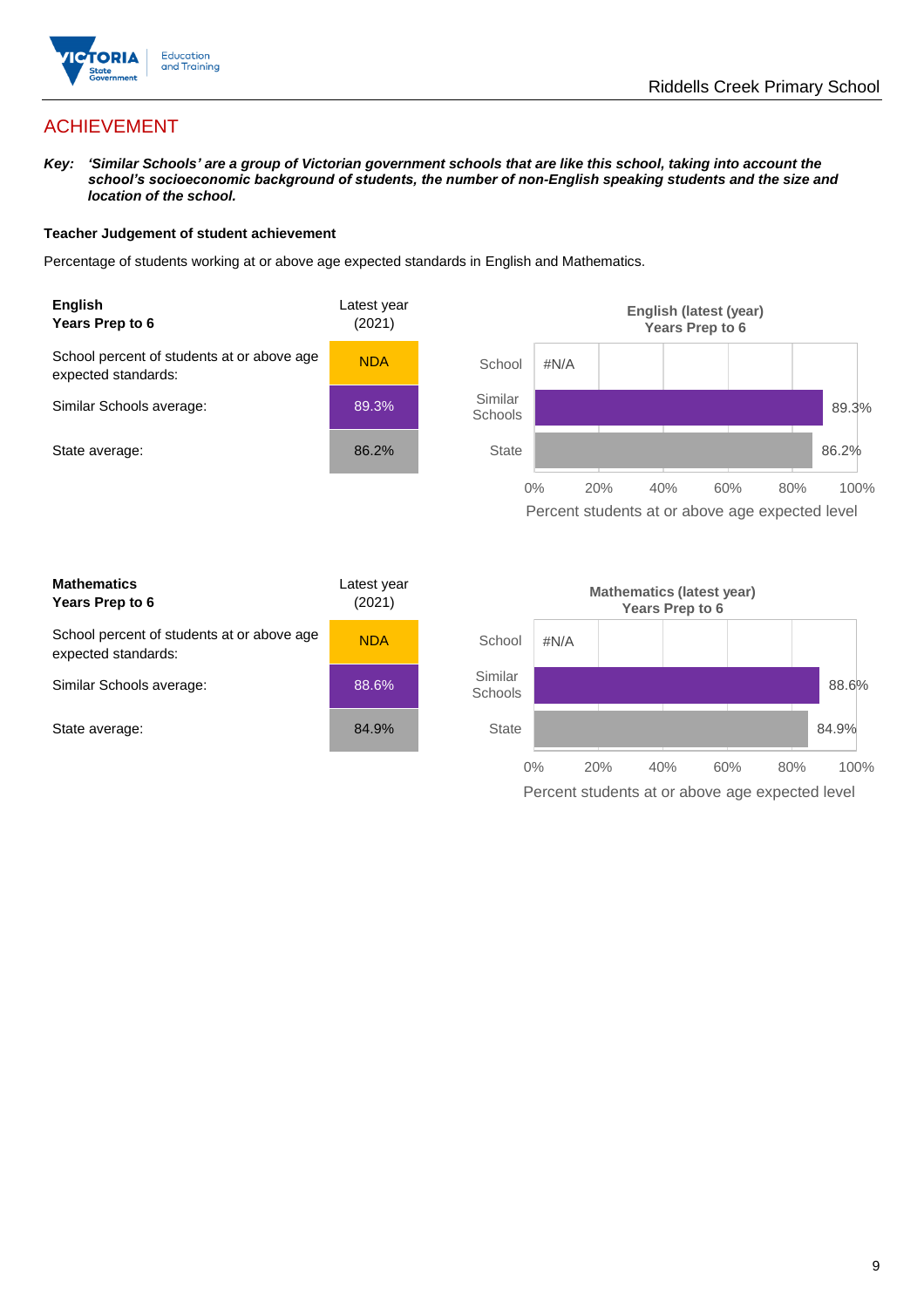## ACHIEVEMENT

***Key:*** ***'Similar Schools' are a group of Victorian government schools that are like this school, taking into account the school's socioeconomic background of students, the number of non-English speaking students and the size and location of the school.***

### Teacher Judgement of student achievement

Percentage of students working at or above age expected standards in English and Mathematics.

| **English** **Years Prep to 6** | Latest year (2021) |
|---|---|
| School percent of students at or above age expected standards: | NDA |
| Similar Schools average: | 89.3% |
| State average: | 86.2% |

English (latest (year)
Years Prep to 6

School #N/A
Similar Schools 89.3%
State 86.2%

0% 20% 40% 60% 80% 100%
Percent students at or above age expected level

| **Mathematics** **Years Prep to 6** | Latest year (2021) |
|---|---|
| School percent of students at or above age expected standards: | NDA |
| Similar Schools average: | 88.6% |
| State average: | 84.9% |

Mathematics (latest year)
Years Prep to 6

School #N/A
Similar Schools 88.6%
State 84.9%

0% 20% 40% 60% 80% 100%
Percent students at or above age expected level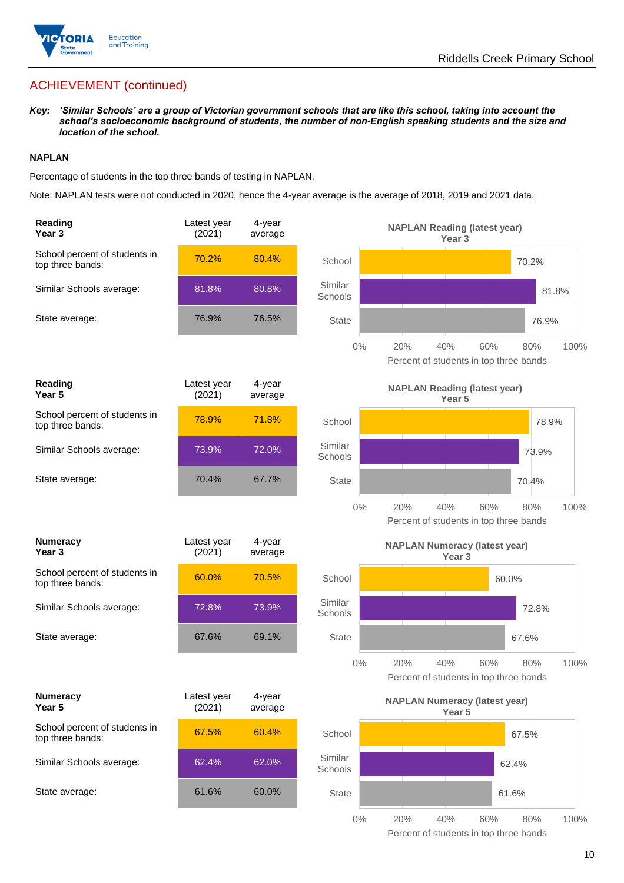## ACHIEVEMENT (continued)

***Key:*** ***'Similar Schools' are a group of Victorian government schools that are like this school, taking into account the school's socioeconomic background of students, the number of non-English speaking students and the size and location of the school.***

### NAPLAN

Percentage of students in the top three bands of testing in NAPLAN.

Note: NAPLAN tests were not conducted in 2020, hence the 4-year average is the average of 2018, 2019 and 2021 data.

| Reading Year 3 | Latest year (2021) | 4-year average |
|---|---|---|
| School percent of students in top three bands: | 70.2% | 80.4% |
| Similar Schools average: | 81.8% | 80.8% |
| State average: | 76.9% | 76.5% |

NAPLAN Reading (latest year)
Year 3
School 70.2%
Similar Schools 81.8%
State 76.9%
0% 20% 40% 60% 80% 100%
Percent of students in top three bands

| Reading Year 5 | Latest year (2021) | 4-year average |
|---|---|---|
| School percent of students in top three bands: | 78.9% | 71.8% |
| Similar Schools average: | 73.9% | 72.0% |
| State average: | 70.4% | 67.7% |

NAPLAN Reading (latest year)
Year 5
School 78.9%
Similar Schools 73.9%
State 70.4%
0% 20% 40% 60% 80% 100%
Percent of students in top three bands

| Numeracy Year 3 | Latest year (2021) | 4-year average |
|---|---|---|
| School percent of students in top three bands: | 60.0% | 70.5% |
| Similar Schools average: | 72.8% | 73.9% |
| State average: | 67.6% | 69.1% |

NAPLAN Numeracy (latest year)
Year 3
School 60.0%
Similar Schools 72.8%
State 67.6%
0% 20% 40% 60% 80% 100%
Percent of students in top three bands

| Numeracy Year 5 | Latest year (2021) | 4-year average |
|---|---|---|
| School percent of students in top three bands: | 67.5% | 60.4% |
| Similar Schools average: | 62.4% | 62.0% |
| State average: | 61.6% | 60.0% |

NAPLAN Numeracy (latest year)
Year 5
School 67.5%
Similar Schools 62.4%
State 61.6%
0% 20% 40% 60% 80% 100%
Percent of students in top three bands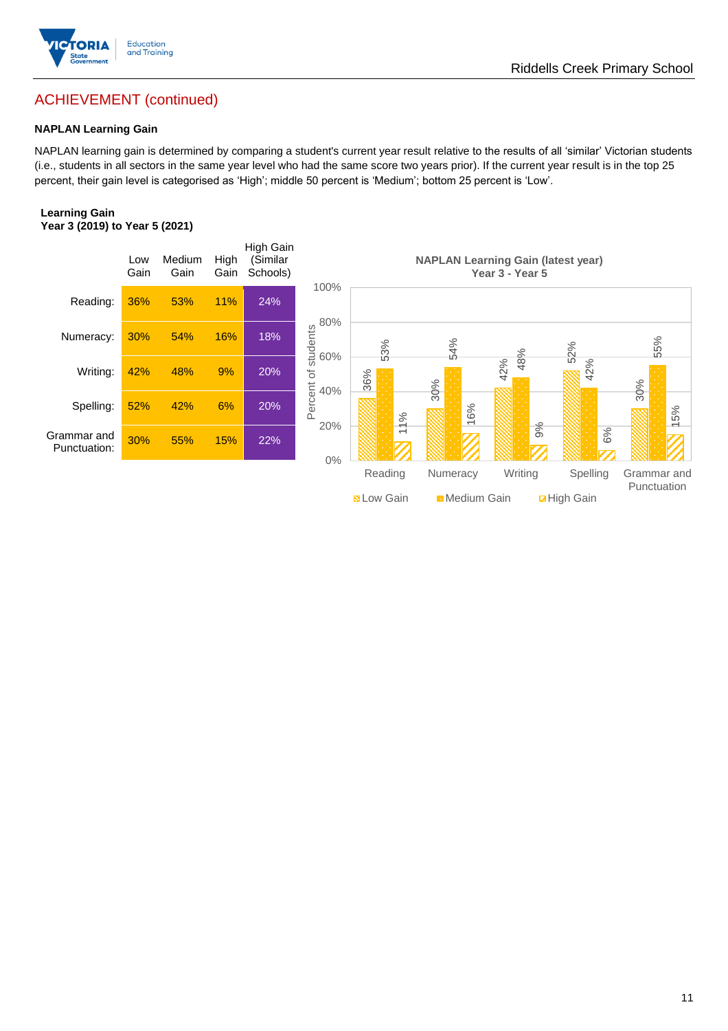## ACHIEVEMENT (continued)

**NAPLAN Learning Gain**

NAPLAN learning gain is determined by comparing a student's current year result relative to the results of all 'similar' Victorian students (i.e., students in all sectors in the same year level who had the same score two years prior). If the current year result is in the top 25 percent, their gain level is categorised as 'High'; middle 50 percent is 'Medium'; bottom 25 percent is 'Low'.

**Learning Gain**
**Year 3 (2019) to Year 5 (2021)**

| | Low Gain | Medium Gain | High Gain | High Gain (Similar Schools) |
|---|---|---|---|---|
| Reading: | 36% | 53% | 11% | 24% |
| Numeracy: | 30% | 54% | 16% | 18% |
| Writing: | 42% | 48% | 9% | 20% |
| Spelling: | 52% | 42% | 6% | 20% |
| Grammar and Punctuation: | 30% | 55% | 15% | 22% |

NAPLAN Learning Gain (latest year)
Year 3 - Year 5

100%
80%
60%
40%
20%
0%
Percent of students

Reading: 36%, 53%, 11%
Numeracy: 30%, 54%, 16%
Writing: 42%, 48%, 9%
Spelling: 52%, 42%, 6%
Grammar and Punctuation: 30%, 55%, 15%

Low Gain, Medium Gain, High Gain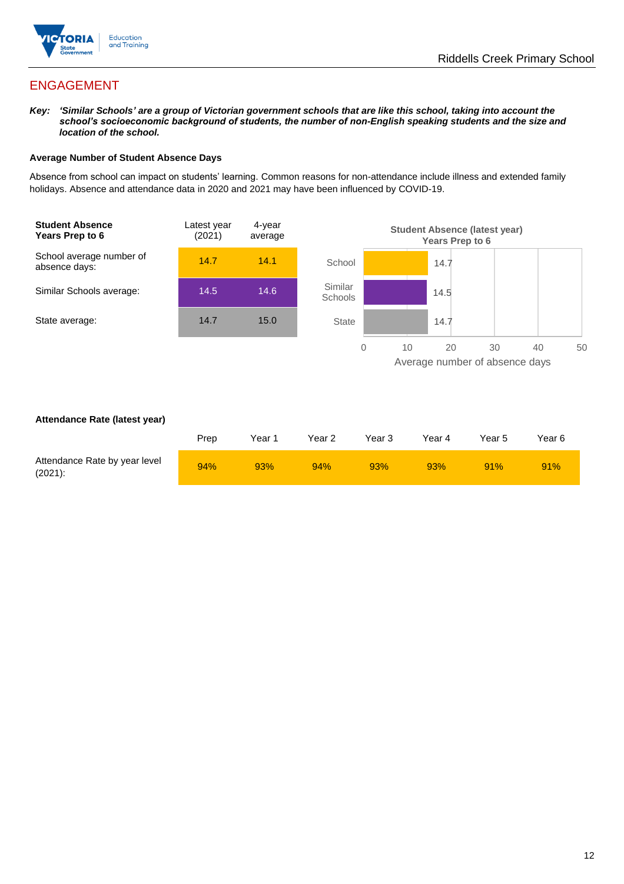# ENGAGEMENT

***Key:** 'Similar Schools' are a group of Victorian government schools that are like this school, taking into account the school's socioeconomic background of students, the number of non-English speaking students and the size and location of the school.*

**Average Number of Student Absence Days**

Absence from school can impact on students' learning. Common reasons for non-attendance include illness and extended family holidays. Absence and attendance data in 2020 and 2021 may have been influenced by COVID-19.

| **Student Absence Years Prep to 6** | Latest year (2021) | 4-year average |
|---|---|---|
| School average number of absence days: | 14.7 | 14.1 |
| Similar Schools average: | 14.5 | 14.6 |
| State average: | 14.7 | 15.0 |

Student Absence (latest year)
Years Prep to 6

School 14.7
Similar Schools 14.5
State 14.7

0 10 20 30 40 50
Average number of absence days

**Attendance Rate (latest year)**

| | Prep | Year 1 | Year 2 | Year 3 | Year 4 | Year 5 | Year 6 |
|---|---|---|---|---|---|---|---|
| Attendance Rate by year level (2021): | 94% | 93% | 94% | 93% | 93% | 91% | 91% |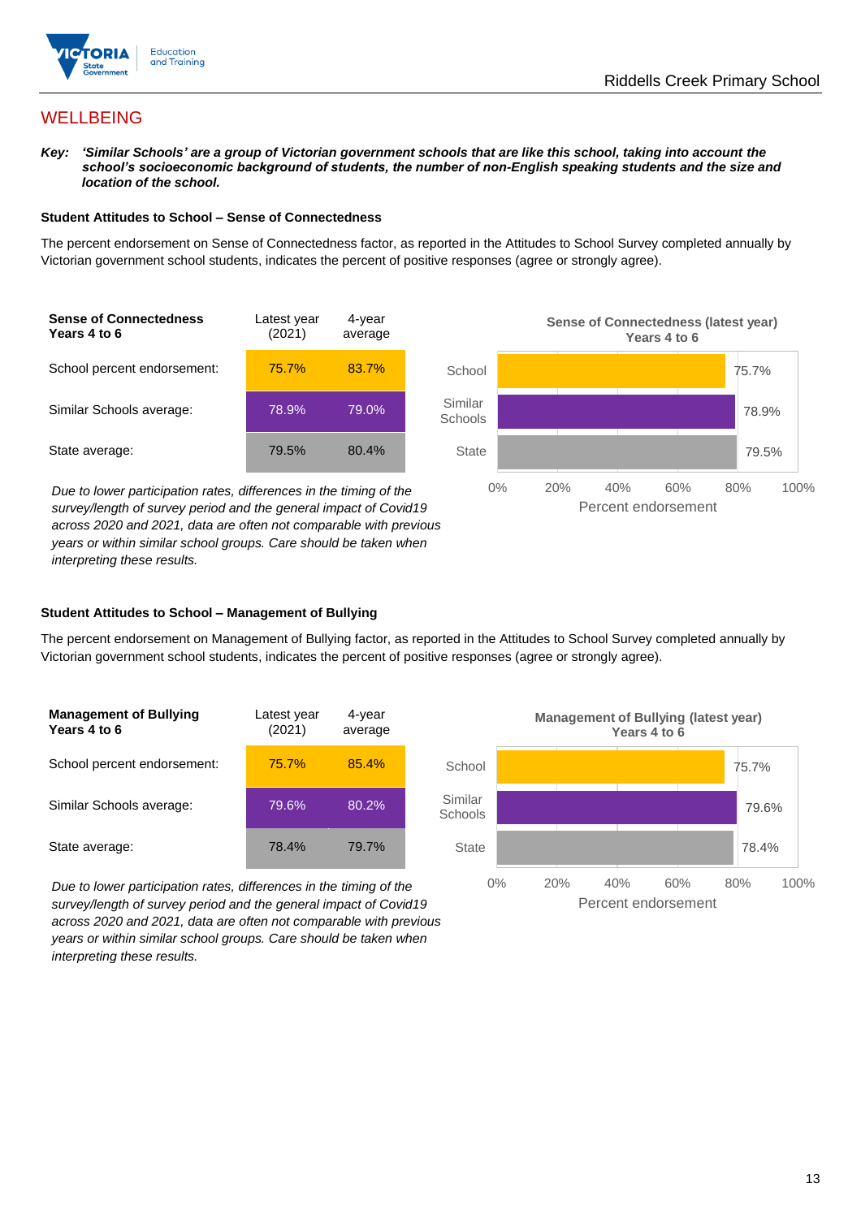# WELLBEING

***Key:*** ***'Similar Schools' are a group of Victorian government schools that are like this school, taking into account the school's socioeconomic background of students, the number of non-English speaking students and the size and location of the school.***

### Student Attitudes to School – Sense of Connectedness

The percent endorsement on Sense of Connectedness factor, as reported in the Attitudes to School Survey completed annually by Victorian government school students, indicates the percent of positive responses (agree or strongly agree).

| **Sense of Connectedness Years 4 to 6** | Latest year (2021) | 4-year average |
|---|---|---|
| School percent endorsement: | 75.7% | 83.7% |
| Similar Schools average: | 78.9% | 79.0% |
| State average: | 79.5% | 80.4% |

*Due to lower participation rates, differences in the timing of the survey/length of survey period and the general impact of Covid19 across 2020 and 2021, data are often not comparable with previous years or within similar school groups. Care should be taken when interpreting these results.*

Sense of Connectedness (latest year)
Years 4 to 6

School 75.7%
Similar Schools 78.9%
State 79.5%

0% 20% 40% 60% 80% 100%
Percent endorsement

### Student Attitudes to School – Management of Bullying

The percent endorsement on Management of Bullying factor, as reported in the Attitudes to School Survey completed annually by Victorian government school students, indicates the percent of positive responses (agree or strongly agree).

| **Management of Bullying Years 4 to 6** | Latest year (2021) | 4-year average |
|---|---|---|
| School percent endorsement: | 75.7% | 85.4% |
| Similar Schools average: | 79.6% | 80.2% |
| State average: | 78.4% | 79.7% |

*Due to lower participation rates, differences in the timing of the survey/length of survey period and the general impact of Covid19 across 2020 and 2021, data are often not comparable with previous years or within similar school groups. Care should be taken when interpreting these results.*

Management of Bullying (latest year)
Years 4 to 6

School 75.7%
Similar Schools 79.6%
State 78.4%

0% 20% 40% 60% 80% 100%
Percent endorsement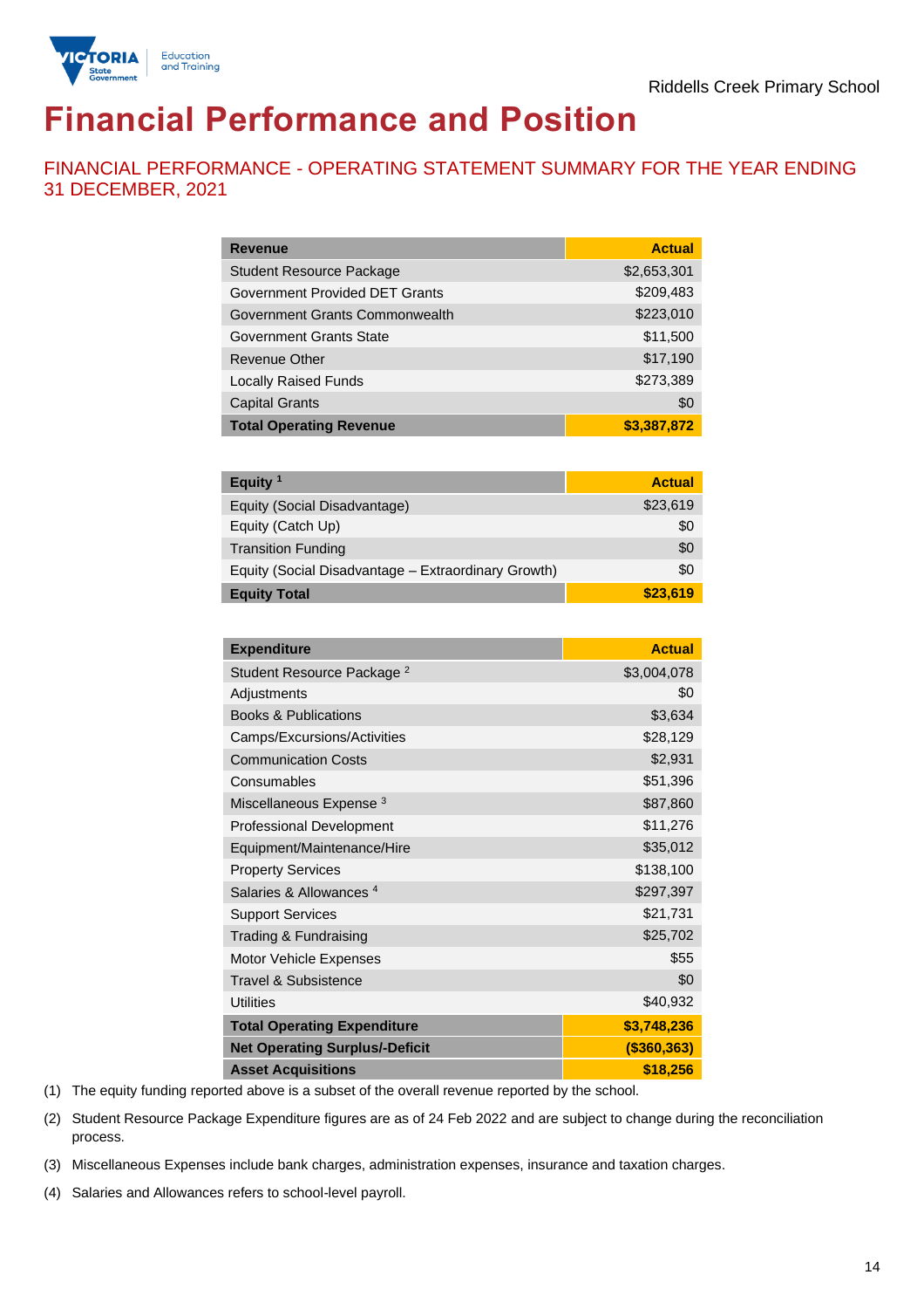# Financial Performance and Position

## FINANCIAL PERFORMANCE - OPERATING STATEMENT SUMMARY FOR THE YEAR ENDING 31 DECEMBER, 2021

| Revenue | Actual |
|---|---|
| Student Resource Package | $2,653,301 |
| Government Provided DET Grants | $209,483 |
| Government Grants Commonwealth | $223,010 |
| Government Grants State | $11,500 |
| Revenue Other | $17,190 |
| Locally Raised Funds | $273,389 |
| Capital Grants | $0 |
| **Total Operating Revenue** | **$3,387,872** |

| Equity [1] | Actual |
|---|---|
| Equity (Social Disadvantage) | $23,619 |
| Equity (Catch Up) | $0 |
| Transition Funding | $0 |
| Equity (Social Disadvantage – Extraordinary Growth) | $0 |
| **Equity Total** | **$23,619** |

| Expenditure | Actual |
|---|---|
| Student Resource Package [2] | $3,004,078 |
| Adjustments | $0 |
| Books & Publications | $3,634 |
| Camps/Excursions/Activities | $28,129 |
| Communication Costs | $2,931 |
| Consumables | $51,396 |
| Miscellaneous Expense [3] | $87,860 |
| Professional Development | $11,276 |
| Equipment/Maintenance/Hire | $35,012 |
| Property Services | $138,100 |
| Salaries & Allowances [4] | $297,397 |
| Support Services | $21,731 |
| Trading & Fundraising | $25,702 |
| Motor Vehicle Expenses | $55 |
| Travel & Subsistence | $0 |
| Utilities | $40,932 |
| **Total Operating Expenditure** | **$3,748,236** |
| **Net Operating Surplus/-Deficit** | **($360,363)** |
| **Asset Acquisitions** | **$18,256** |

(1) The equity funding reported above is a subset of the overall revenue reported by the school.

(2) Student Resource Package Expenditure figures are as of 24 Feb 2022 and are subject to change during the reconciliation process.

(3) Miscellaneous Expenses include bank charges, administration expenses, insurance and taxation charges.

(4) Salaries and Allowances refers to school-level payroll.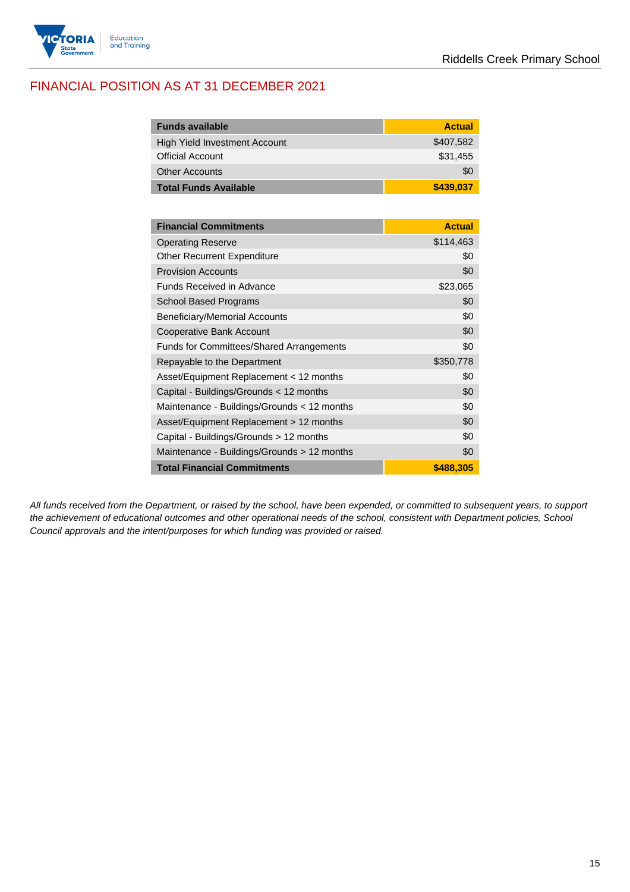# FINANCIAL POSITION AS AT 31 DECEMBER 2021

| Funds available | Actual |
|---|---|
| High Yield Investment Account | $407,582 |
| Official Account | $31,455 |
| Other Accounts | $0 |
| **Total Funds Available** | **$439,037** |

| Financial Commitments | Actual |
|---|---|
| Operating Reserve | $114,463 |
| Other Recurrent Expenditure | $0 |
| Provision Accounts | $0 |
| Funds Received in Advance | $23,065 |
| School Based Programs | $0 |
| Beneficiary/Memorial Accounts | $0 |
| Cooperative Bank Account | $0 |
| Funds for Committees/Shared Arrangements | $0 |
| Repayable to the Department | $350,778 |
| Asset/Equipment Replacement < 12 months | $0 |
| Capital - Buildings/Grounds < 12 months | $0 |
| Maintenance - Buildings/Grounds < 12 months | $0 |
| Asset/Equipment Replacement > 12 months | $0 |
| Capital - Buildings/Grounds > 12 months | $0 |
| Maintenance - Buildings/Grounds > 12 months | $0 |
| **Total Financial Commitments** | **$488,305** |

*All funds received from the Department, or raised by the school, have been expended, or committed to subsequent years, to support the achievement of educational outcomes and other operational needs of the school, consistent with Department policies, School Council approvals and the intent/purposes for which funding was provided or raised.*